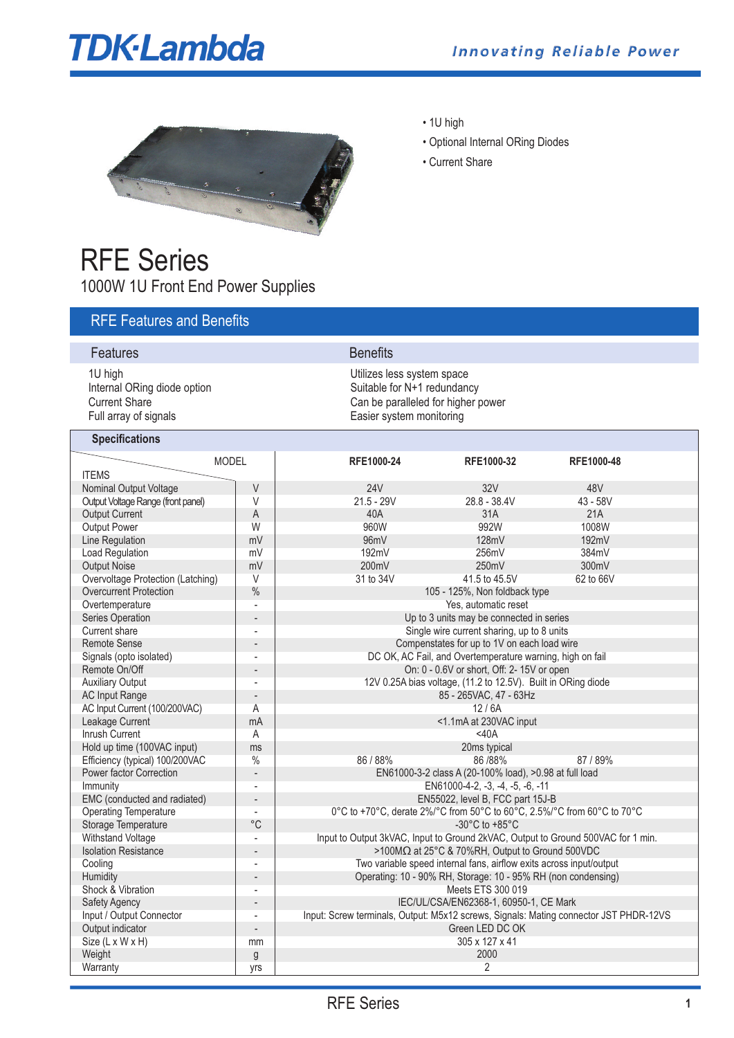# TDK·Lambda

*Innovating Reliable Power*

- 1U high
- Optional Internal ORing Diodes
- Current Share

# RFE Series

## 1000W 1U Front End Power Supplies

## RFE Features and Benefits

| Features | Benefits |
|---|---|
| 1U high | Utilizes less system space |
| Internal ORing diode option | Suitable for N+1 redundancy |
| Current Share | Can be paralleled for higher power |
| Full array of signals | Easier system monitoring |

### Specifications

| ITEMS \ MODEL | | RFE1000-24 | RFE1000-32 | RFE1000-48 |
|---|---|---|---|---|
| Nominal Output Voltage | V | 24V | 32V | 48V |
| Output Voltage Range (front panel) | V | 21.5 - 29V | 28.8 - 38.4V | 43 - 58V |
| Output Current | A | 40A | 31A | 21A |
| Output Power | W | 960W | 992W | 1008W |
| Line Regulation | mV | 96mV | 128mV | 192mV |
| Load Regulation | mV | 192mV | 256mV | 384mV |
| Output Noise | mV | 200mV | 250mV | 300mV |
| Overvoltage Protection (Latching) | V | 31 to 34V | 41.5 to 45.5V | 62 to 66V |
| Overcurrent Protection | % | 105 - 125%, Non foldback type | | |
| Overtemperature | - | Yes, automatic reset | | |
| Series Operation | - | Up to 3 units may be connected in series | | |
| Current share | - | Single wire current sharing, up to 8 units | | |
| Remote Sense | - | Compenstates for up to 1V on each load wire | | |
| Signals (opto isolated) | - | DC OK, AC Fail, and Overtemperature warning, high on fail | | |
| Remote On/Off | - | On: 0 - 0.6V or short, Off: 2- 15V or open | | |
| Auxiliary Output | - | 12V 0.25A bias voltage, (11.2 to 12.5V). Built in ORing diode | | |
| AC Input Range | - | 85 - 265VAC, 47 - 63Hz | | |
| AC Input Current (100/200VAC) | A | 12 / 6A | | |
| Leakage Current | mA | <1.1mA at 230VAC input | | |
| Inrush Current | A | <40A | | |
| Hold up time (100VAC input) | ms | 20ms typical | | |
| Efficiency (typical) 100/200VAC | % | 86 / 88% | 86 /88% | 87 / 89% |
| Power factor Correction | - | EN61000-3-2 class A (20-100% load), >0.98 at full load | | |
| Immunity | - | EN61000-4-2, -3, -4, -5, -6, -11 | | |
| EMC (conducted and radiated) | - | EN55022, level B, FCC part 15J-B | | |
| Operating Temperature | - | 0°C to +70°C, derate 2%/°C from 50°C to 60°C, 2.5%/°C from 60°C to 70°C | | |
| Storage Temperature | °C | -30°C to +85°C | | |
| Withstand Voltage | - | Input to Output 3kVAC, Input to Ground 2kVAC, Output to Ground 500VAC for 1 min. | | |
| Isolation Resistance | - | >100MΩ at 25°C & 70%RH, Output to Ground 500VDC | | |
| Cooling | - | Two variable speed internal fans, airflow exits across input/output | | |
| Humidity | - | Operating: 10 - 90% RH, Storage: 10 - 95% RH (non condensing) | | |
| Shock & Vibration | - | Meets ETS 300 019 | | |
| Safety Agency | - | IEC/UL/CSA/EN62368-1, 60950-1, CE Mark | | |
| Input / Output Connector | - | Input: Screw terminals, Output: M5x12 screws, Signals: Mating connector JST PHDR-12VS | | |
| Output indicator | - | Green LED DC OK | | |
| Size (L x W x H) | mm | 305 x 127 x 41 | | |
| Weight | g | 2000 | | |
| Warranty | yrs | 2 | | |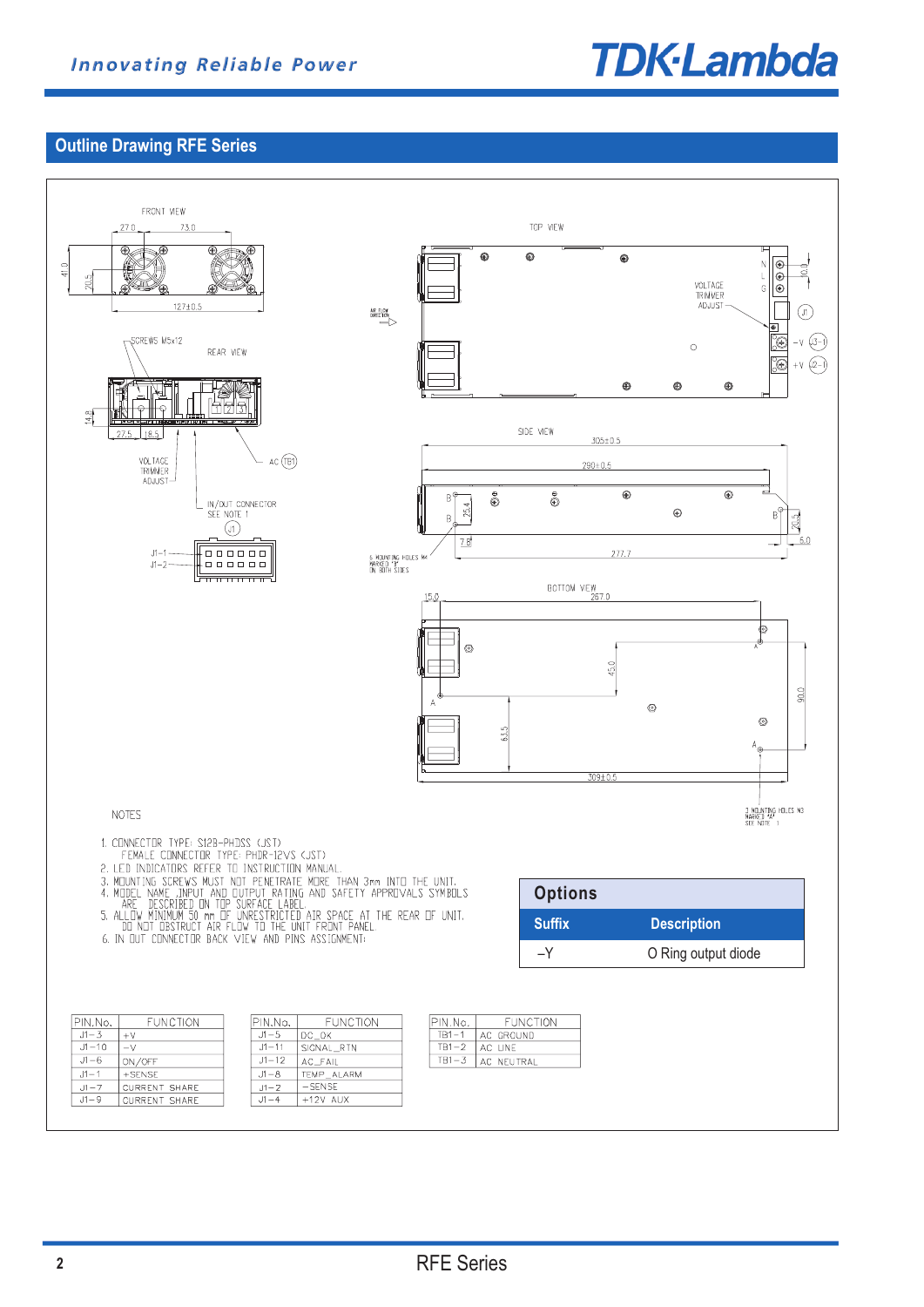## Outline Drawing RFE Series

FRONT VIEW

REAR VIEW

TOP VIEW

SIDE VIEW

BOTTOM VIEW

NOTES

1. CONNECTOR TYPE: S12B-PHDSS (JST)
   FEMALE CONNECTOR TYPE: PHDR-12VS (JST)
2. LED INDICATORS REFER TO INSTRUCTION MANUAL.
3. MOUNTING SCREWS MUST NOT PENETRATE MORE THAN 3mm INTO THE UNIT.
4. MODEL NAME, INPUT AND OUTPUT RATING AND SAFETY APPROVALS SYMBOLS ARE DESCRIBED ON TOP SURFACE LABEL.
5. ALLOW MINIMUM 50 mm OF UNRESTRICTED AIR SPACE AT THE REAR OF UNIT. DO NOT OBSTRUCT AIR FLOW TO THE UNIT FRONT PANEL.
6. IN OUT CONNECTOR BACK VIEW AND PINS ASSIGNMENT:

### Options

| Suffix | Description |
|---|---|
| –Y | O Ring output diode |

| PIN.No. | FUNCTION |
|---|---|
| J1–3 | +V |
| J1–10 | –V |
| J1–6 | ON/OFF |
| J1–1 | +SENSE |
| J1–7 | CURRENT SHARE |
| J1–9 | CURRENT SHARE |

| PIN.No. | FUNCTION |
|---|---|
| J1–5 | DC_OK |
| J1–11 | SIGNAL_RTN |
| J1–12 | AC_FAIL |
| J1–8 | TEMP_ALARM |
| J1–2 | –SENSE |
| J1–4 | +12V AUX |

| PIN.No. | FUNCTION |
|---|---|
| TB1–1 | AC GROUND |
| TB1–2 | AC LINE |
| TB1–3 | AC NEUTRAL |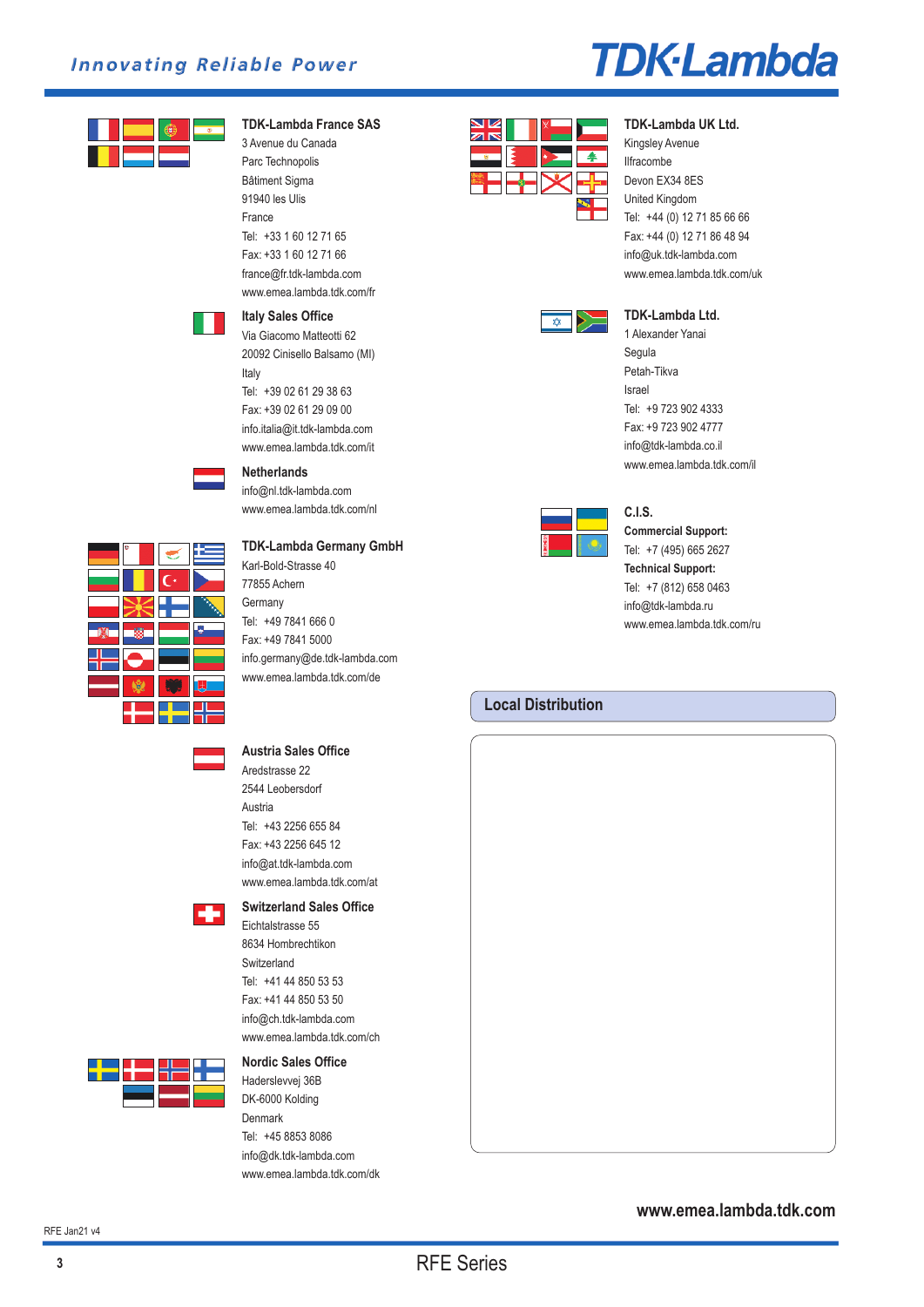Innovating Reliable Power

TDK·Lambda

### TDK-Lambda France SAS
3 Avenue du Canada
Parc Technopolis
Bâtiment Sigma
91940 les Ulis
France
Tel: +33 1 60 12 71 65
Fax: +33 1 60 12 71 66
france@fr.tdk-lambda.com
www.emea.lambda.tdk.com/fr

### Italy Sales Office
Via Giacomo Matteotti 62
20092 Cinisello Balsamo (MI)
Italy
Tel: +39 02 61 29 38 63
Fax: +39 02 61 29 09 00
info.italia@it.tdk-lambda.com
www.emea.lambda.tdk.com/it

### Netherlands
info@nl.tdk-lambda.com
www.emea.lambda.tdk.com/nl

### TDK-Lambda Germany GmbH
Karl-Bold-Strasse 40
77855 Achern
Germany
Tel: +49 7841 666 0
Fax: +49 7841 5000
info.germany@de.tdk-lambda.com
www.emea.lambda.tdk.com/de

### Austria Sales Office
Aredstrasse 22
2544 Leobersdorf
Austria
Tel: +43 2256 655 84
Fax: +43 2256 645 12
info@at.tdk-lambda.com
www.emea.lambda.tdk.com/at

### Switzerland Sales Office
Eichtalstrasse 55
8634 Hombrechtikon
Switzerland
Tel: +41 44 850 53 53
Fax: +41 44 850 53 50
info@ch.tdk-lambda.com
www.emea.lambda.tdk.com/ch

### Nordic Sales Office
Haderslevvej 36B
DK-6000 Kolding
Denmark
Tel: +45 8853 8086
info@dk.tdk-lambda.com
www.emea.lambda.tdk.com/dk

### TDK-Lambda UK Ltd.
Kingsley Avenue
Ilfracombe
Devon EX34 8ES
United Kingdom
Tel: +44 (0) 12 71 85 66 66
Fax: +44 (0) 12 71 86 48 94
info@uk.tdk-lambda.com
www.emea.lambda.tdk.com/uk

### TDK-Lambda Ltd.
1 Alexander Yanai
Segula
Petah-Tikva
Israel
Tel: +9 723 902 4333
Fax: +9 723 902 4777
info@tdk-lambda.co.il
www.emea.lambda.tdk.com/il

### C.I.S.
**Commercial Support:**
Tel: +7 (495) 665 2627
**Technical Support:**
Tel: +7 (812) 658 0463
info@tdk-lambda.ru
www.emea.lambda.tdk.com/ru

## Local Distribution

**www.emea.lambda.tdk.com**

RFE Jan21 v4

RFE Series